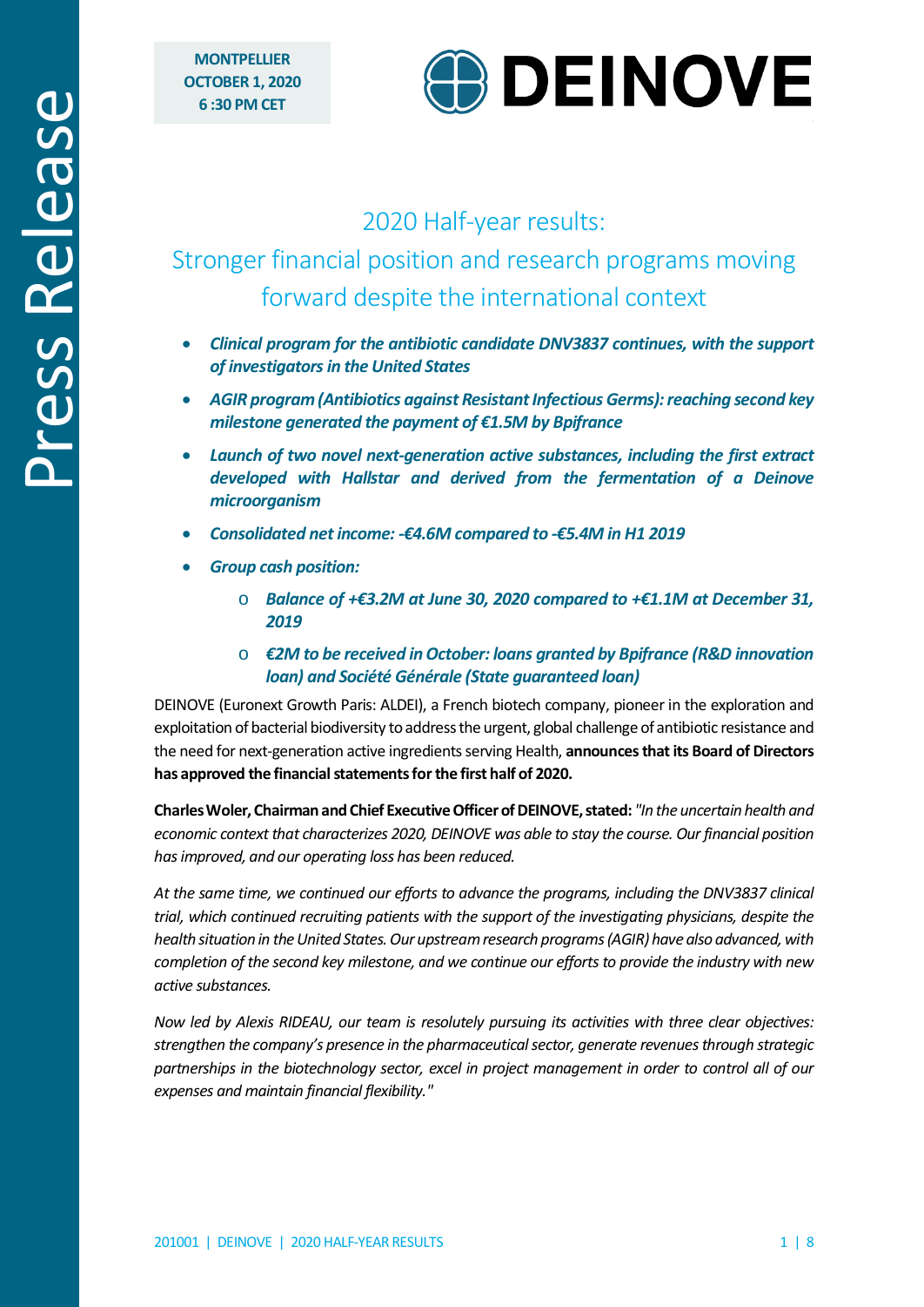**MONTPELLIER**
**OCTOBER 1, 2020**
**6 :30 PM CET**

**DEINOVE**

# 2020 Half-year results:
## Stronger financial position and research programs moving forward despite the international context

- ***Clinical program for the antibiotic candidate DNV3837 continues, with the support of investigators in the United States***
- ***AGIR program (Antibiotics against Resistant Infectious Germs): reaching second key milestone generated the payment of €1.5M by Bpifrance***
- ***Launch of two novel next-generation active substances, including the first extract developed with Hallstar and derived from the fermentation of a Deinove microorganism***
- ***Consolidated net income: -€4.6M compared to -€5.4M in H1 2019***
- ***Group cash position:***
  - ***Balance of +€3.2M at June 30, 2020 compared to +€1.1M at December 31, 2019***
  - ***€2M to be received in October: loans granted by Bpifrance (R&D innovation loan) and Société Générale (State guaranteed loan)***

DEINOVE (Euronext Growth Paris: ALDEI), a French biotech company, pioneer in the exploration and exploitation of bacterial biodiversity to address the urgent, global challenge of antibiotic resistance and the need for next-generation active ingredients serving Health, **announces that its Board of Directors has approved the financial statements for the first half of 2020.**

**Charles Woler, Chairman and Chief Executive Officer of DEINOVE, stated:** *"In the uncertain health and economic context that characterizes 2020, DEINOVE was able to stay the course. Our financial position has improved, and our operating loss has been reduced.*

*At the same time, we continued our efforts to advance the programs, including the DNV3837 clinical trial, which continued recruiting patients with the support of the investigating physicians, despite the health situation in the United States. Our upstream research programs (AGIR) have also advanced, with completion of the second key milestone, and we continue our efforts to provide the industry with new active substances.*

*Now led by Alexis RIDEAU, our team is resolutely pursuing its activities with three clear objectives: strengthen the company's presence in the pharmaceutical sector, generate revenues through strategic partnerships in the biotechnology sector, excel in project management in order to control all of our expenses and maintain financial flexibility."*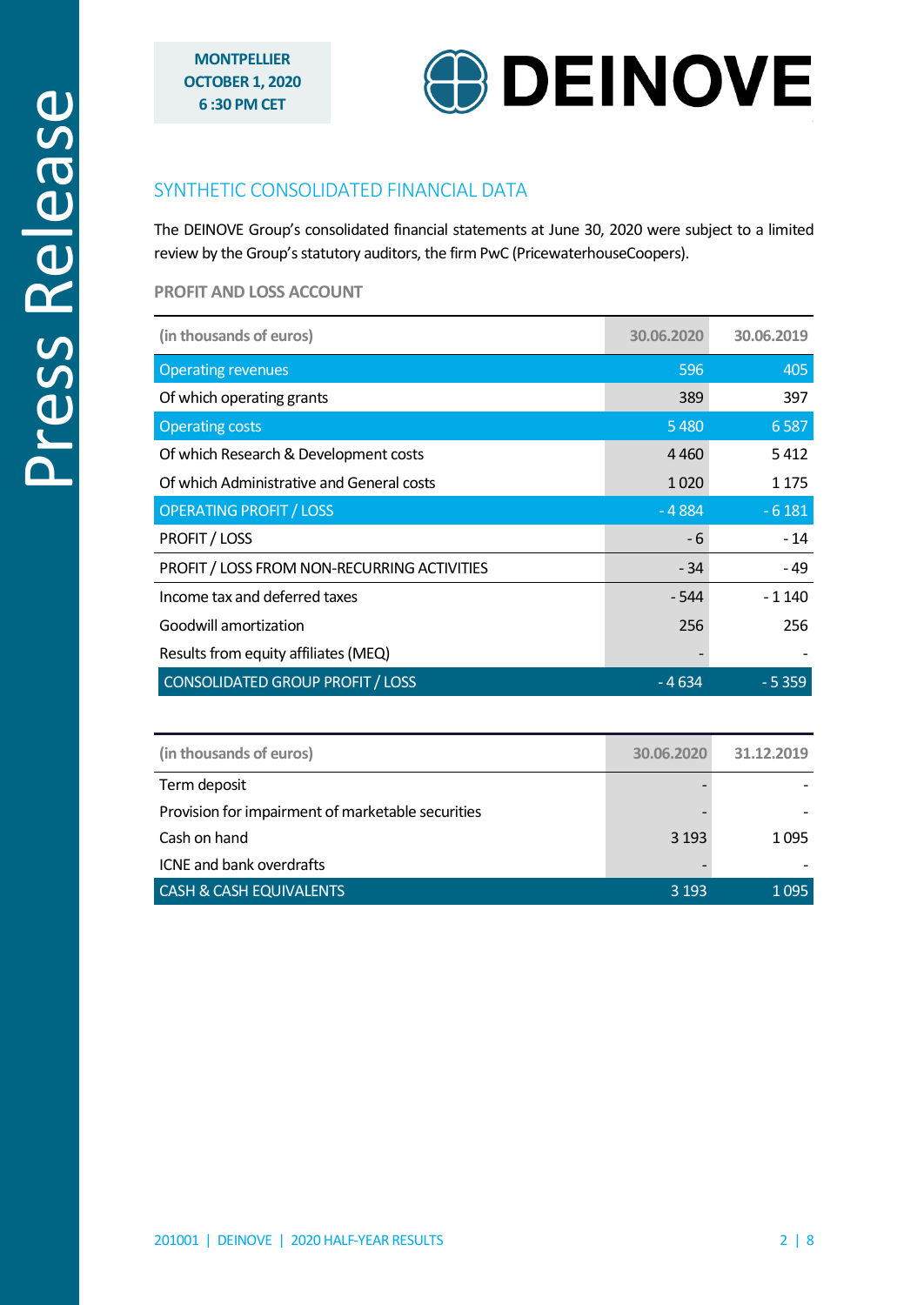## SYNTHETIC CONSOLIDATED FINANCIAL DATA

The DEINOVE Group's consolidated financial statements at June 30, 2020 were subject to a limited review by the Group's statutory auditors, the firm PwC (PricewaterhouseCoopers).

### PROFIT AND LOSS ACCOUNT

| (in thousands of euros) | 30.06.2020 | 30.06.2019 |
|---|---|---|
| Operating revenues | 596 | 405 |
| Of which operating grants | 389 | 397 |
| Operating costs | 5 480 | 6 587 |
| Of which Research & Development costs | 4 460 | 5 412 |
| Of which Administrative and General costs | 1 020 | 1 175 |
| OPERATING PROFIT / LOSS | - 4 884 | - 6 181 |
| PROFIT / LOSS | - 6 | - 14 |
| PROFIT / LOSS FROM NON-RECURRING ACTIVITIES | - 34 | - 49 |
| Income tax and deferred taxes | - 544 | - 1 140 |
| Goodwill amortization | 256 | 256 |
| Results from equity affiliates (MEQ) | - | - |
| CONSOLIDATED GROUP PROFIT / LOSS | - 4 634 | - 5 359 |

| (in thousands of euros) | 30.06.2020 | 31.12.2019 |
|---|---|---|
| Term deposit | - | - |
| Provision for impairment of marketable securities | - | - |
| Cash on hand | 3 193 | 1 095 |
| ICNE and bank overdrafts | - | - |
| CASH & CASH EQUIVALENTS | 3 193 | 1 095 |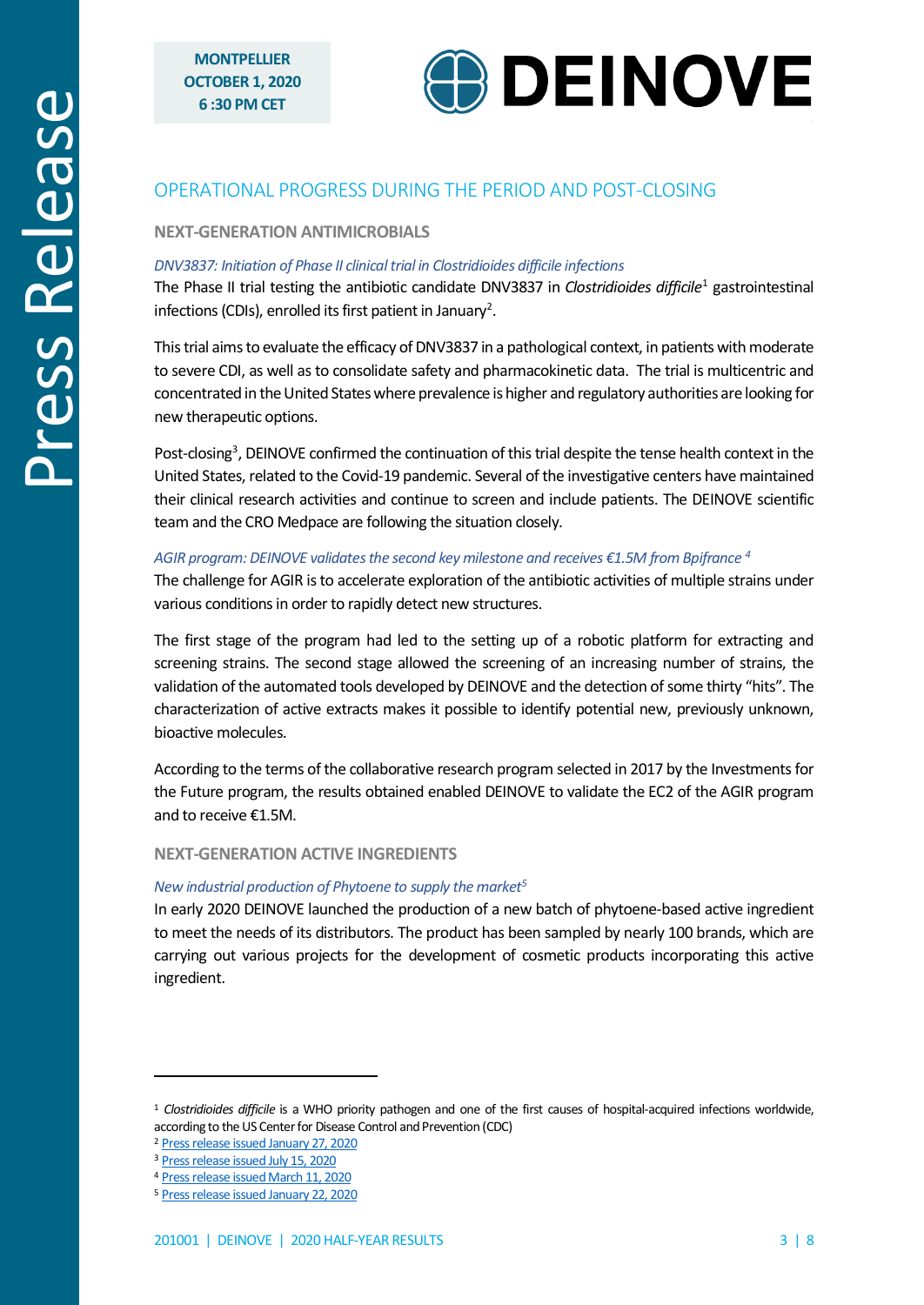MONTPELLIER
OCTOBER 1, 2020
6 :30 PM CET

## OPERATIONAL PROGRESS DURING THE PERIOD AND POST-CLOSING

### NEXT-GENERATION ANTIMICROBIALS

*DNV3837: Initiation of Phase II clinical trial in Clostridioides difficile infections*

The Phase II trial testing the antibiotic candidate DNV3837 in *Clostridioides difficile*[1] gastrointestinal infections (CDIs), enrolled its first patient in January[2].

This trial aims to evaluate the efficacy of DNV3837 in a pathological context, in patients with moderate to severe CDI, as well as to consolidate safety and pharmacokinetic data. The trial is multicentric and concentrated in the United States where prevalence is higher and regulatory authorities are looking for new therapeutic options.

Post-closing[3], DEINOVE confirmed the continuation of this trial despite the tense health context in the United States, related to the Covid-19 pandemic. Several of the investigative centers have maintained their clinical research activities and continue to screen and include patients. The DEINOVE scientific team and the CRO Medpace are following the situation closely.

*AGIR program: DEINOVE validates the second key milestone and receives €1.5M from Bpifrance*[4]

The challenge for AGIR is to accelerate exploration of the antibiotic activities of multiple strains under various conditions in order to rapidly detect new structures.

The first stage of the program had led to the setting up of a robotic platform for extracting and screening strains. The second stage allowed the screening of an increasing number of strains, the validation of the automated tools developed by DEINOVE and the detection of some thirty "hits". The characterization of active extracts makes it possible to identify potential new, previously unknown, bioactive molecules.

According to the terms of the collaborative research program selected in 2017 by the Investments for the Future program, the results obtained enabled DEINOVE to validate the EC2 of the AGIR program and to receive €1.5M.

### NEXT-GENERATION ACTIVE INGREDIENTS

*New industrial production of Phytoene to supply the market*[5]

In early 2020 DEINOVE launched the production of a new batch of phytoene-based active ingredient to meet the needs of its distributors. The product has been sampled by nearly 100 brands, which are carrying out various projects for the development of cosmetic products incorporating this active ingredient.

---

[1] *Clostridioides difficile* is a WHO priority pathogen and one of the first causes of hospital-acquired infections worldwide, according to the US Center for Disease Control and Prevention (CDC)

[2] Press release issued January 27, 2020

[3] Press release issued July 15, 2020

[4] Press release issued March 11, 2020

[5] Press release issued January 22, 2020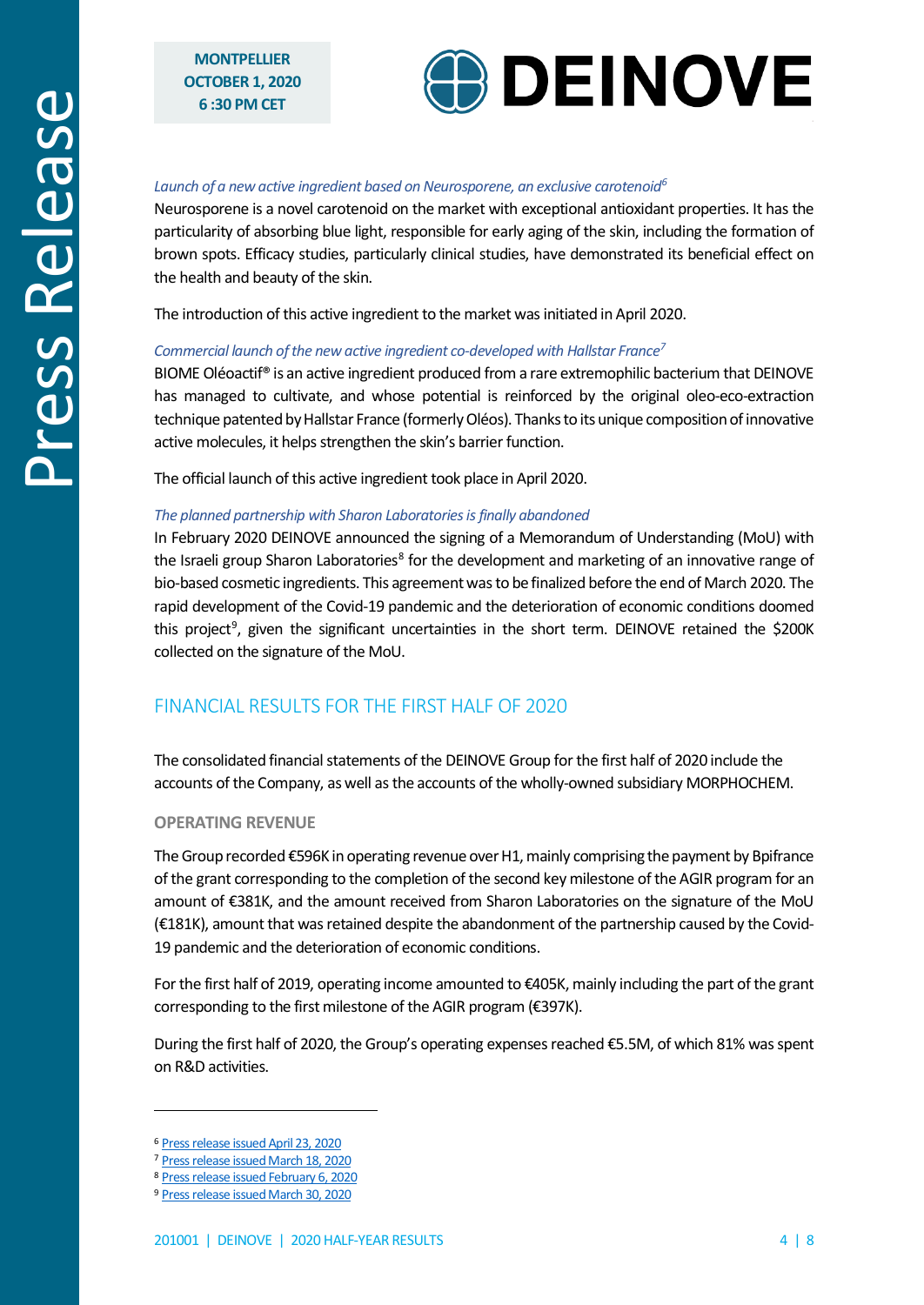*Launch of a new active ingredient based on Neurosporene, an exclusive carotenoid*[6]

Neurosporene is a novel carotenoid on the market with exceptional antioxidant properties. It has the particularity of absorbing blue light, responsible for early aging of the skin, including the formation of brown spots. Efficacy studies, particularly clinical studies, have demonstrated its beneficial effect on the health and beauty of the skin.

The introduction of this active ingredient to the market was initiated in April 2020.

*Commercial launch of the new active ingredient co-developed with Hallstar France*[7]

BIOME Oléoactif® is an active ingredient produced from a rare extremophilic bacterium that DEINOVE has managed to cultivate, and whose potential is reinforced by the original oleo-eco-extraction technique patented by Hallstar France (formerly Oléos). Thanks to its unique composition of innovative active molecules, it helps strengthen the skin's barrier function.

The official launch of this active ingredient took place in April 2020.

*The planned partnership with Sharon Laboratories is finally abandoned*

In February 2020 DEINOVE announced the signing of a Memorandum of Understanding (MoU) with the Israeli group Sharon Laboratories[8] for the development and marketing of an innovative range of bio-based cosmetic ingredients. This agreement was to be finalized before the end of March 2020. The rapid development of the Covid-19 pandemic and the deterioration of economic conditions doomed this project[9], given the significant uncertainties in the short term. DEINOVE retained the $200K collected on the signature of the MoU.

## FINANCIAL RESULTS FOR THE FIRST HALF OF 2020

The consolidated financial statements of the DEINOVE Group for the first half of 2020 include the accounts of the Company, as well as the accounts of the wholly-owned subsidiary MORPHOCHEM.

### OPERATING REVENUE

The Group recorded €596K in operating revenue over H1, mainly comprising the payment by Bpifrance of the grant corresponding to the completion of the second key milestone of the AGIR program for an amount of €381K, and the amount received from Sharon Laboratories on the signature of the MoU (€181K), amount that was retained despite the abandonment of the partnership caused by the Covid-19 pandemic and the deterioration of economic conditions.

For the first half of 2019, operating income amounted to €405K, mainly including the part of the grant corresponding to the first milestone of the AGIR program (€397K).

During the first half of 2020, the Group's operating expenses reached €5.5M, of which 81% was spent on R&D activities.

---

[6] Press release issued April 23, 2020

[7] Press release issued March 18, 2020

[8] Press release issued February 6, 2020

[9] Press release issued March 30, 2020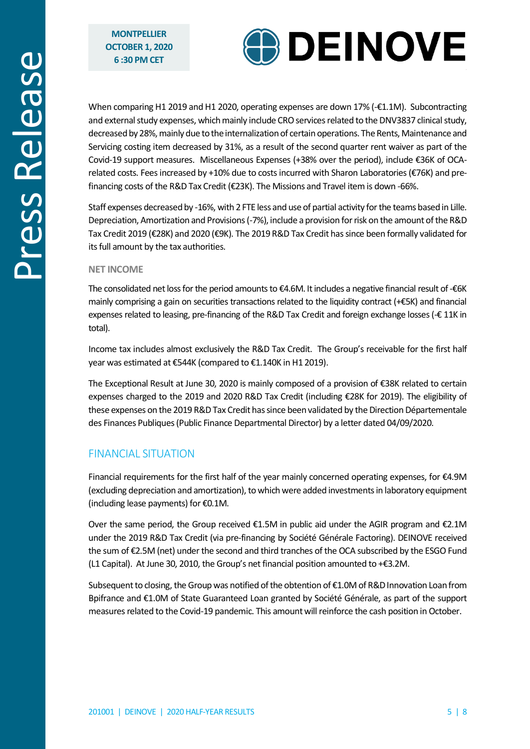When comparing H1 2019 and H1 2020, operating expenses are down 17% (-€1.1M). Subcontracting and external study expenses, which mainly include CRO services related to the DNV3837 clinical study, decreased by 28%, mainly due to the internalization of certain operations. The Rents, Maintenance and Servicing costing item decreased by 31%, as a result of the second quarter rent waiver as part of the Covid-19 support measures. Miscellaneous Expenses (+38% over the period), include €36K of OCA-related costs. Fees increased by +10% due to costs incurred with Sharon Laboratories (€76K) and pre-financing costs of the R&D Tax Credit (€23K). The Missions and Travel item is down -66%.

Staff expenses decreased by -16%, with 2 FTE less and use of partial activity for the teams based in Lille. Depreciation, Amortization and Provisions (-7%), include a provision for risk on the amount of the R&D Tax Credit 2019 (€28K) and 2020 (€9K). The 2019 R&D Tax Credit has since been formally validated for its full amount by the tax authorities.

### NET INCOME

The consolidated net loss for the period amounts to €4.6M. It includes a negative financial result of -€6K mainly comprising a gain on securities transactions related to the liquidity contract (+€5K) and financial expenses related to leasing, pre-financing of the R&D Tax Credit and foreign exchange losses (-€ 11K in total).

Income tax includes almost exclusively the R&D Tax Credit. The Group's receivable for the first half year was estimated at €544K (compared to €1.140K in H1 2019).

The Exceptional Result at June 30, 2020 is mainly composed of a provision of €38K related to certain expenses charged to the 2019 and 2020 R&D Tax Credit (including €28K for 2019). The eligibility of these expenses on the 2019 R&D Tax Credit has since been validated by the Direction Départementale des Finances Publiques (Public Finance Departmental Director) by a letter dated 04/09/2020.

## FINANCIAL SITUATION

Financial requirements for the first half of the year mainly concerned operating expenses, for €4.9M (excluding depreciation and amortization), to which were added investments in laboratory equipment (including lease payments) for €0.1M.

Over the same period, the Group received €1.5M in public aid under the AGIR program and €2.1M under the 2019 R&D Tax Credit (via pre-financing by Société Générale Factoring). DEINOVE received the sum of €2.5M (net) under the second and third tranches of the OCA subscribed by the ESGO Fund (L1 Capital). At June 30, 2010, the Group's net financial position amounted to +€3.2M.

Subsequent to closing, the Group was notified of the obtention of €1.0M of R&D Innovation Loan from Bpifrance and €1.0M of State Guaranteed Loan granted by Société Générale, as part of the support measures related to the Covid-19 pandemic. This amount will reinforce the cash position in October.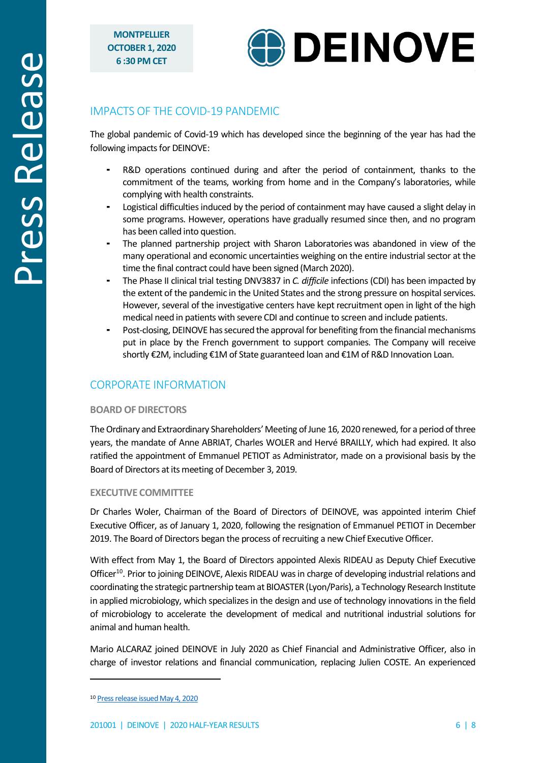## IMPACTS OF THE COVID-19 PANDEMIC

The global pandemic of Covid-19 which has developed since the beginning of the year has had the following impacts for DEINOVE:

- R&D operations continued during and after the period of containment, thanks to the commitment of the teams, working from home and in the Company's laboratories, while complying with health constraints.
- Logistical difficulties induced by the period of containment may have caused a slight delay in some programs. However, operations have gradually resumed since then, and no program has been called into question.
- The planned partnership project with Sharon Laboratories was abandoned in view of the many operational and economic uncertainties weighing on the entire industrial sector at the time the final contract could have been signed (March 2020).
- The Phase II clinical trial testing DNV3837 in *C. difficile* infections (CDI) has been impacted by the extent of the pandemic in the United States and the strong pressure on hospital services. However, several of the investigative centers have kept recruitment open in light of the high medical need in patients with severe CDI and continue to screen and include patients.
- Post-closing, DEINOVE has secured the approval for benefiting from the financial mechanisms put in place by the French government to support companies. The Company will receive shortly €2M, including €1M of State guaranteed loan and €1M of R&D Innovation Loan.

## CORPORATE INFORMATION

### BOARD OF DIRECTORS

The Ordinary and Extraordinary Shareholders' Meeting of June 16, 2020 renewed, for a period of three years, the mandate of Anne ABRIAT, Charles WOLER and Hervé BRAILLY, which had expired. It also ratified the appointment of Emmanuel PETIOT as Administrator, made on a provisional basis by the Board of Directors at its meeting of December 3, 2019.

### EXECUTIVE COMMITTEE

Dr Charles Woler, Chairman of the Board of Directors of DEINOVE, was appointed interim Chief Executive Officer, as of January 1, 2020, following the resignation of Emmanuel PETIOT in December 2019. The Board of Directors began the process of recruiting a new Chief Executive Officer.

With effect from May 1, the Board of Directors appointed Alexis RIDEAU as Deputy Chief Executive Officer[10]. Prior to joining DEINOVE, Alexis RIDEAU was in charge of developing industrial relations and coordinating the strategic partnership team at BIOASTER (Lyon/Paris), a Technology Research Institute in applied microbiology, which specializes in the design and use of technology innovations in the field of microbiology to accelerate the development of medical and nutritional industrial solutions for animal and human health.

Mario ALCARAZ joined DEINOVE in July 2020 as Chief Financial and Administrative Officer, also in charge of investor relations and financial communication, replacing Julien COSTE. An experienced

---

[10] Press release issued May 4, 2020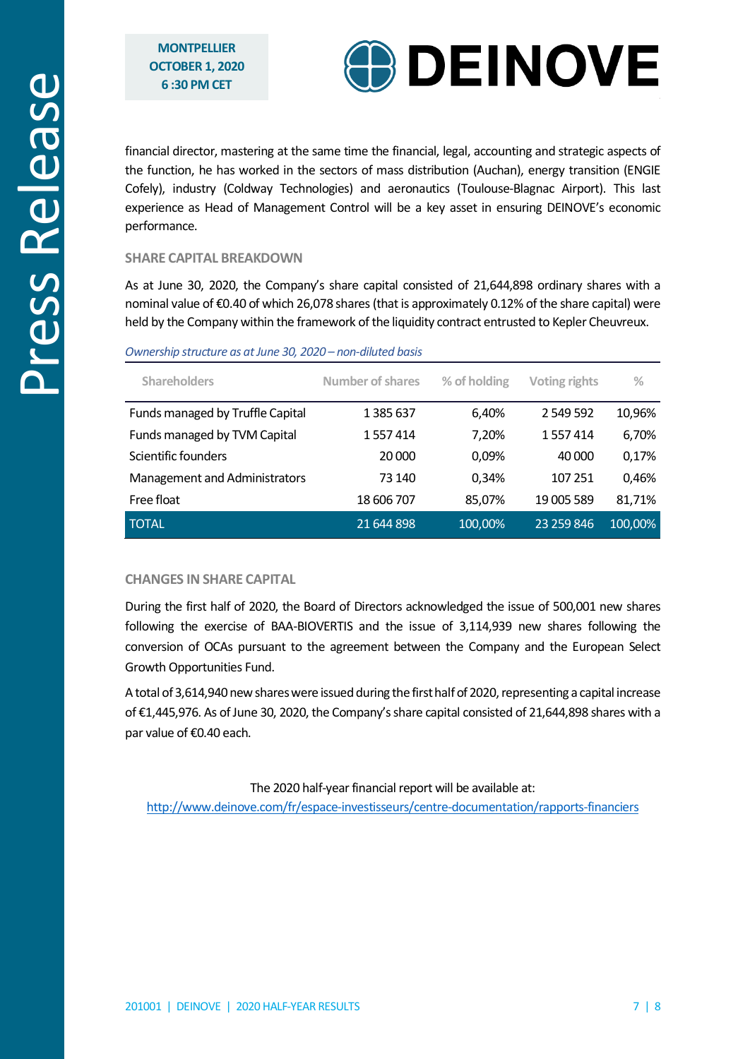financial director, mastering at the same time the financial, legal, accounting and strategic aspects of the function, he has worked in the sectors of mass distribution (Auchan), energy transition (ENGIE Cofely), industry (Coldway Technologies) and aeronautics (Toulouse-Blagnac Airport). This last experience as Head of Management Control will be a key asset in ensuring DEINOVE's economic performance.

## SHARE CAPITAL BREAKDOWN

As at June 30, 2020, the Company's share capital consisted of 21,644,898 ordinary shares with a nominal value of €0.40 of which 26,078 shares (that is approximately 0.12% of the share capital) were held by the Company within the framework of the liquidity contract entrusted to Kepler Cheuvreux.

*Ownership structure as at June 30, 2020 – non-diluted basis*

| Shareholders | Number of shares | % of holding | Voting rights | % |
|---|---|---|---|---|
| Funds managed by Truffle Capital | 1 385 637 | 6,40% | 2 549 592 | 10,96% |
| Funds managed by TVM Capital | 1 557 414 | 7,20% | 1 557 414 | 6,70% |
| Scientific founders | 20 000 | 0,09% | 40 000 | 0,17% |
| Management and Administrators | 73 140 | 0,34% | 107 251 | 0,46% |
| Free float | 18 606 707 | 85,07% | 19 005 589 | 81,71% |
| TOTAL | 21 644 898 | 100,00% | 23 259 846 | 100,00% |

## CHANGES IN SHARE CAPITAL

During the first half of 2020, the Board of Directors acknowledged the issue of 500,001 new shares following the exercise of BAA-BIOVERTIS and the issue of 3,114,939 new shares following the conversion of OCAs pursuant to the agreement between the Company and the European Select Growth Opportunities Fund.

A total of 3,614,940 new shares were issued during the first half of 2020, representing a capital increase of €1,445,976. As of June 30, 2020, the Company's share capital consisted of 21,644,898 shares with a par value of €0.40 each.

The 2020 half-year financial report will be available at:
http://www.deinove.com/fr/espace-investisseurs/centre-documentation/rapports-financiers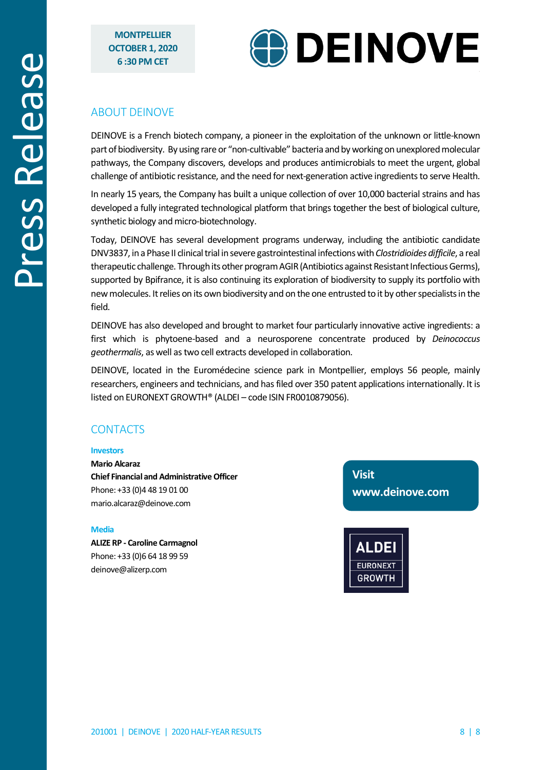MONTPELLIER
OCTOBER 1, 2020
6 :30 PM CET

## ABOUT DEINOVE

DEINOVE is a French biotech company, a pioneer in the exploitation of the unknown or little-known part of biodiversity. By using rare or "non-cultivable" bacteria and by working on unexplored molecular pathways, the Company discovers, develops and produces antimicrobials to meet the urgent, global challenge of antibiotic resistance, and the need for next-generation active ingredients to serve Health.

In nearly 15 years, the Company has built a unique collection of over 10,000 bacterial strains and has developed a fully integrated technological platform that brings together the best of biological culture, synthetic biology and micro-biotechnology.

Today, DEINOVE has several development programs underway, including the antibiotic candidate DNV3837, in a Phase II clinical trial in severe gastrointestinal infections with *Clostridioides difficile*, a real therapeutic challenge. Through its other program AGIR (Antibiotics against Resistant Infectious Germs), supported by Bpifrance, it is also continuing its exploration of biodiversity to supply its portfolio with new molecules. It relies on its own biodiversity and on the one entrusted to it by other specialists in the field.

DEINOVE has also developed and brought to market four particularly innovative active ingredients: a first which is phytoene-based and a neurosporene concentrate produced by *Deinococcus geothermalis*, as well as two cell extracts developed in collaboration.

DEINOVE, located in the Euromédecine science park in Montpellier, employs 56 people, mainly researchers, engineers and technicians, and has filed over 350 patent applications internationally. It is listed on EURONEXT GROWTH® (ALDEI – code ISIN FR0010879056).

## CONTACTS

**Investors**
**Mario Alcaraz**
**Chief Financial and Administrative Officer**
Phone: +33 (0)4 48 19 01 00
mario.alcaraz@deinove.com

**Media**
**ALIZE RP - Caroline Carmagnol**
Phone: +33 (0)6 64 18 99 59
deinove@alizerp.com

**Visit www.deinove.com**

ALDEI
EURONEXT GROWTH